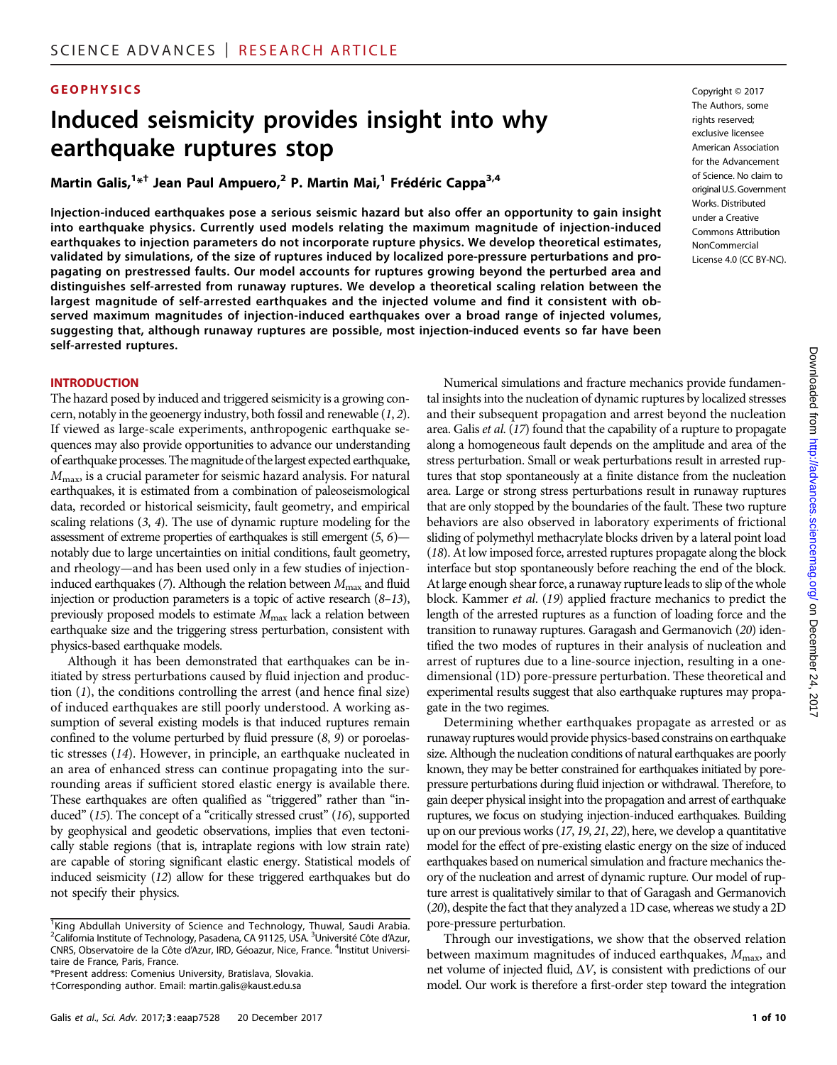GEOPHYSICS

# Induced seismicity provides insight into why earthquake ruptures stop

**Martin Galis,[1]*† Jean Paul Ampuero,[2] P. Martin Mai,[1] Frédéric Cappa[3,4]**

Copyright © 2017 The Authors, some rights reserved; exclusive licensee American Association for the Advancement of Science. No claim to original U.S. Government Works. Distributed under a Creative Commons Attribution NonCommercial License 4.0 (CC BY-NC).

**Injection-induced earthquakes pose a serious seismic hazard but also offer an opportunity to gain insight into earthquake physics. Currently used models relating the maximum magnitude of injection-induced earthquakes to injection parameters do not incorporate rupture physics. We develop theoretical estimates, validated by simulations, of the size of ruptures induced by localized pore-pressure perturbations and propagating on prestressed faults. Our model accounts for ruptures growing beyond the perturbed area and distinguishes self-arrested from runaway ruptures. We develop a theoretical scaling relation between the largest magnitude of self-arrested earthquakes and the injected volume and find it consistent with observed maximum magnitudes of injection-induced earthquakes over a broad range of injected volumes, suggesting that, although runaway ruptures are possible, most injection-induced events so far have been self-arrested ruptures.**

## INTRODUCTION

The hazard posed by induced and triggered seismicity is a growing concern, notably in the geoenergy industry, both fossil and renewable (*1*, *2*). If viewed as large-scale experiments, anthropogenic earthquake sequences may also provide opportunities to advance our understanding of earthquake processes. The magnitude of the largest expected earthquake, $M_{max}$, is a crucial parameter for seismic hazard analysis. For natural earthquakes, it is estimated from a combination of paleoseismological data, recorded or historical seismicity, fault geometry, and empirical scaling relations (*3*, *4*). The use of dynamic rupture modeling for the assessment of extreme properties of earthquakes is still emergent (*5*, *6*)—notably due to large uncertainties on initial conditions, fault geometry, and rheology—and has been used only in a few studies of injection-induced earthquakes (*7*). Although the relation between $M_{max}$ and fluid injection or production parameters is a topic of active research (*8*–*13*), previously proposed models to estimate $M_{max}$ lack a relation between earthquake size and the triggering stress perturbation, consistent with physics-based earthquake models.

Although it has been demonstrated that earthquakes can be initiated by stress perturbations caused by fluid injection and production (*1*), the conditions controlling the arrest (and hence final size) of induced earthquakes are still poorly understood. A working assumption of several existing models is that induced ruptures remain confined to the volume perturbed by fluid pressure (*8*, *9*) or poroelastic stresses (*14*). However, in principle, an earthquake nucleated in an area of enhanced stress can continue propagating into the surrounding areas if sufficient stored elastic energy is available there. These earthquakes are often qualified as "triggered" rather than "induced" (*15*). The concept of a "critically stressed crust" (*16*), supported by geophysical and geodetic observations, implies that even tectonically stable regions (that is, intraplate regions with low strain rate) are capable of storing significant elastic energy. Statistical models of induced seismicity (*12*) allow for these triggered earthquakes but do not specify their physics.

Numerical simulations and fracture mechanics provide fundamental insights into the nucleation of dynamic ruptures by localized stresses and their subsequent propagation and arrest beyond the nucleation area. Galis *et al.* (*17*) found that the capability of a rupture to propagate along a homogeneous fault depends on the amplitude and area of the stress perturbation. Small or weak perturbations result in arrested ruptures that stop spontaneously at a finite distance from the nucleation area. Large or strong stress perturbations result in runaway ruptures that are only stopped by the boundaries of the fault. These two rupture behaviors are also observed in laboratory experiments of frictional sliding of polymethyl methacrylate blocks driven by a lateral point load (*18*). At low imposed force, arrested ruptures propagate along the block interface but stop spontaneously before reaching the end of the block. At large enough shear force, a runaway rupture leads to slip of the whole block. Kammer *et al.* (*19*) applied fracture mechanics to predict the length of the arrested ruptures as a function of loading force and the transition to runaway ruptures. Garagash and Germanovich (*20*) identified the two modes of ruptures in their analysis of nucleation and arrest of ruptures due to a line-source injection, resulting in a one-dimensional (1D) pore-pressure perturbation. These theoretical and experimental results suggest that also earthquake ruptures may propagate in the two regimes.

Determining whether earthquakes propagate as arrested or as runaway ruptures would provide physics-based constraints on earthquake size. Although the nucleation conditions of natural earthquakes are poorly known, they may be better constrained for earthquakes initiated by pore-pressure perturbations during fluid injection or withdrawal. Therefore, to gain deeper physical insight into the propagation and arrest of earthquake ruptures, we focus on studying injection-induced earthquakes. Building up on our previous works (*17*, *19*, *21*, *22*), here, we develop a quantitative model for the effect of pre-existing elastic energy on the size of induced earthquakes based on numerical simulation and fracture mechanics theory of the nucleation and arrest of dynamic rupture. Our model of rupture arrest is qualitatively similar to that of Garagash and Germanovich (*20*), despite the fact that they analyzed a 1D case, whereas we study a 2D pore-pressure perturbation.

Through our investigations, we show that the observed relation between maximum magnitudes of induced earthquakes, $M_{max}$, and net volume of injected fluid, $\Delta V$, is consistent with predictions of our model. Our work is therefore a first-order step toward the integration

[1]King Abdullah University of Science and Technology, Thuwal, Saudi Arabia. [2]California Institute of Technology, Pasadena, CA 91125, USA. [3]Université Côte d'Azur, CNRS, Observatoire de la Côte d'Azur, IRD, Géoazur, Nice, France. [4]Institut Universitaire de France, Paris, France.
*Present address: Comenius University, Bratislava, Slovakia.
†Corresponding author. Email: martin.galis@kaust.edu.sa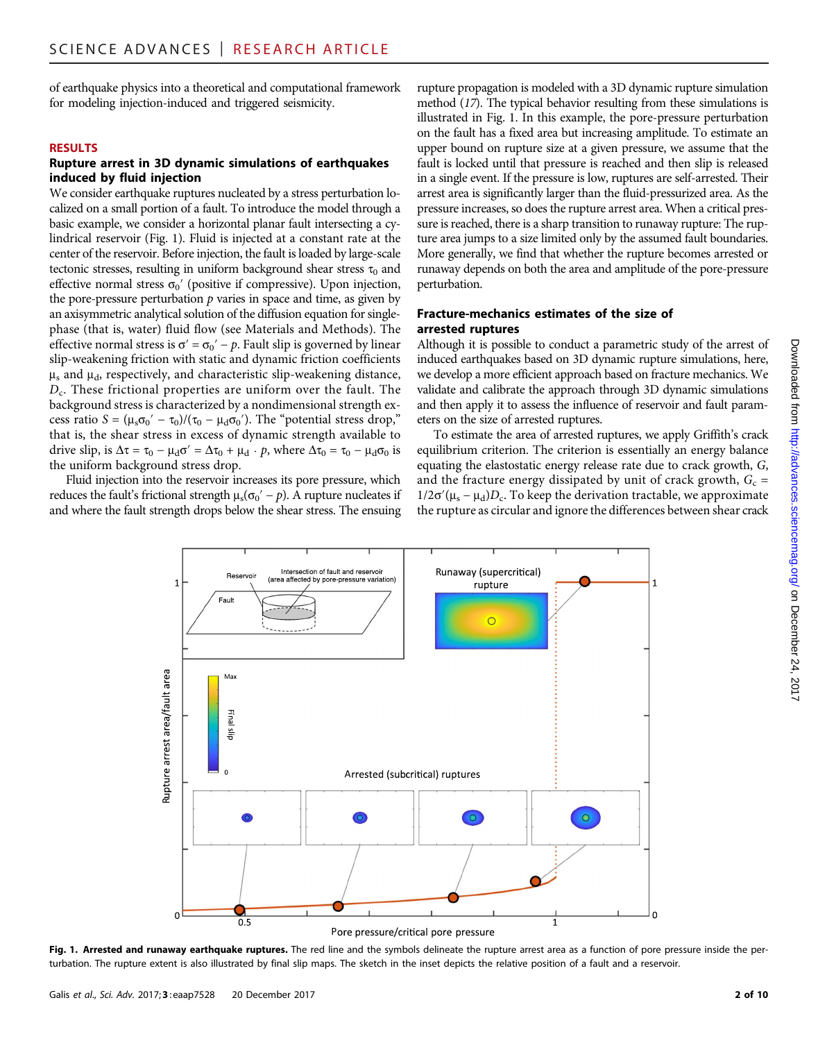of earthquake physics into a theoretical and computational framework for modeling injection-induced and triggered seismicity.

## RESULTS

### Rupture arrest in 3D dynamic simulations of earthquakes induced by fluid injection

We consider earthquake ruptures nucleated by a stress perturbation localized on a small portion of a fault. To introduce the model through a basic example, we consider a horizontal planar fault intersecting a cylindrical reservoir (Fig. 1). Fluid is injected at a constant rate at the center of the reservoir. Before injection, the fault is loaded by large-scale tectonic stresses, resulting in uniform background shear stress $\tau_0$ and effective normal stress $\sigma_0'$ (positive if compressive). Upon injection, the pore-pressure perturbation $p$ varies in space and time, as given by an axisymmetric analytical solution of the diffusion equation for single-phase (that is, water) fluid flow (see Materials and Methods). The effective normal stress is $\sigma' = \sigma_0' - p$. Fault slip is governed by linear slip-weakening friction with static and dynamic friction coefficients $\mu_s$ and $\mu_d$, respectively, and characteristic slip-weakening distance, $D_c$. These frictional properties are uniform over the fault. The background stress is characterized by a nondimensional strength excess ratio $S = (\mu_s\sigma_0' - \tau_0)/(\tau_0 - \mu_d\sigma_0')$. The "potential stress drop," that is, the shear stress in excess of dynamic strength available to drive slip, is $\Delta\tau = \tau_0 - \mu_d\sigma' = \Delta\tau_0 + \mu_d \cdot p$, where $\Delta\tau_0 = \tau_0 - \mu_d\sigma_0$ is the uniform background stress drop.

Fluid injection into the reservoir increases its pore pressure, which reduces the fault's frictional strength $\mu_s(\sigma_0' - p)$. A rupture nucleates if and where the fault strength drops below the shear stress. The ensuing rupture propagation is modeled with a 3D dynamic rupture simulation method (17). The typical behavior resulting from these simulations is illustrated in Fig. 1. In this example, the pore-pressure perturbation on the fault has a fixed area but increasing amplitude. To estimate an upper bound on rupture size at a given pressure, we assume that the fault is locked until that pressure is reached and then slip is released in a single event. If the pressure is low, ruptures are self-arrested. Their arrest area is significantly larger than the fluid-pressurized area. As the pressure increases, so does the rupture arrest area. When a critical pressure is reached, there is a sharp transition to runaway rupture: The rupture area jumps to a size limited only by the assumed fault boundaries. More generally, we find that whether the rupture becomes arrested or runaway depends on both the area and amplitude of the pore-pressure perturbation.

### Fracture-mechanics estimates of the size of arrested ruptures

Although it is possible to conduct a parametric study of the arrest of induced earthquakes based on 3D dynamic rupture simulations, here, we develop a more efficient approach based on fracture mechanics. We validate and calibrate the approach through 3D dynamic simulations and then apply it to assess the influence of reservoir and fault parameters on the size of arrested ruptures.

To estimate the area of arrested ruptures, we apply Griffith's crack equilibrium criterion. The criterion is essentially an energy balance equating the elastostatic energy release rate due to crack growth, $G$, and the fracture energy dissipated by unit of crack growth, $G_c = 1/2\sigma'(\mu_s - \mu_d)D_c$. To keep the derivation tractable, we approximate the rupture as circular and ignore the differences between shear crack

**Fig. 1. Arrested and runaway earthquake ruptures.** The red line and the symbols delineate the rupture arrest area as a function of pore pressure inside the perturbation. The rupture extent is also illustrated by final slip maps. The sketch in the inset depicts the relative position of a fault and a reservoir.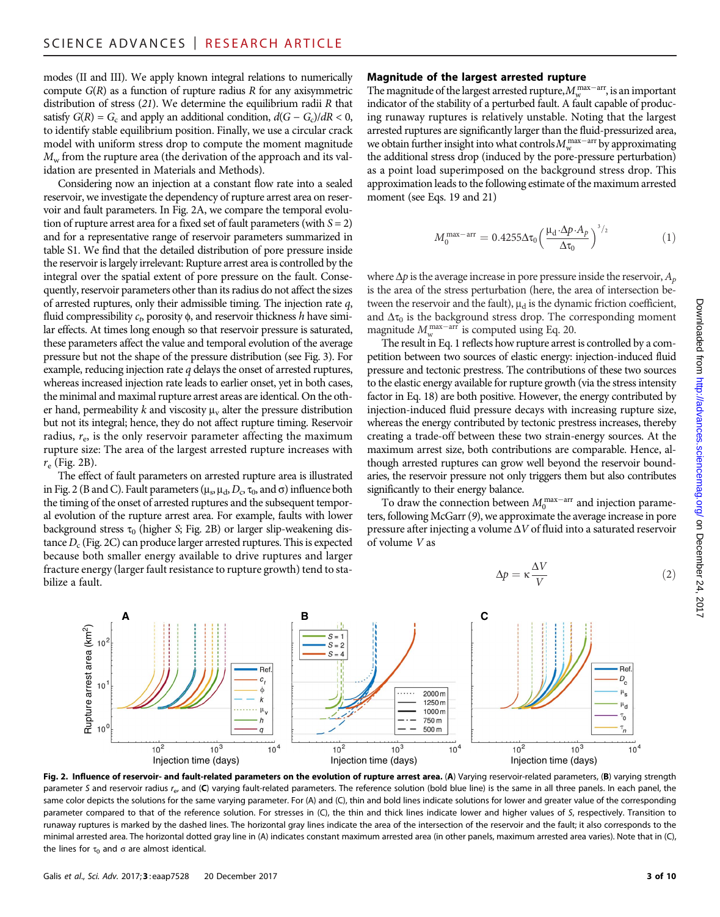modes (II and III). We apply known integral relations to numerically compute $G(R)$ as a function of rupture radius $R$ for any axisymmetric distribution of stress (21). We determine the equilibrium radii $R$ that satisfy $G(R) = G_c$ and apply an additional condition, $d(G - G_c)/dR < 0$, to identify stable equilibrium position. Finally, we use a circular crack model with uniform stress drop to compute the moment magnitude $M_w$ from the rupture area (the derivation of the approach and its validation are presented in Materials and Methods).

Considering now an injection at a constant flow rate into a sealed reservoir, we investigate the dependency of rupture arrest area on reservoir and fault parameters. In Fig. 2A, we compare the temporal evolution of rupture arrest area for a fixed set of fault parameters (with $S = 2$) and for a representative range of reservoir parameters summarized in table S1. We find that the detailed distribution of pore pressure inside the reservoir is largely irrelevant: Rupture arrest area is controlled by the integral over the spatial extent of pore pressure on the fault. Consequently, reservoir parameters other than its radius do not affect the sizes of arrested ruptures, only their admissible timing. The injection rate $q$, fluid compressibility $c_t$, porosity $\phi$, and reservoir thickness $h$ have similar effects. At times long enough so that reservoir pressure is saturated, these parameters affect the value and temporal evolution of the average pressure but not the shape of the pressure distribution (see Fig. 3). For example, reducing injection rate $q$ delays the onset of arrested ruptures, whereas increased injection rate leads to earlier onset, yet in both cases, the minimal and maximal rupture arrest areas are identical. On the other hand, permeability $k$ and viscosity $\mu_v$ alter the pressure distribution but not its integral; hence, they do not affect rupture timing. Reservoir radius, $r_e$, is the only reservoir parameter affecting the maximum rupture size: The area of the largest arrested rupture increases with $r_e$ (Fig. 2B).

The effect of fault parameters on arrested rupture area is illustrated in Fig. 2 (B and C). Fault parameters ($\mu_s$, $\mu_d$, $D_c$, $\tau_0$, and $\sigma$) influence both the timing of the onset of arrested ruptures and the subsequent temporal evolution of the rupture arrest area. For example, faults with lower background stress $\tau_0$ (higher $S$; Fig. 2B) or larger slip-weakening distance $D_c$ (Fig. 2C) can produce larger arrested ruptures. This is expected because both smaller energy available to drive ruptures and larger fracture energy (larger fault resistance to rupture growth) tend to stabilize a fault.

## Magnitude of the largest arrested rupture

The magnitude of the largest arrested rupture, $M_w^{\text{max-arr}}$, is an important indicator of the stability of a perturbed fault. A fault capable of producing runaway ruptures is relatively unstable. Noting that the largest arrested ruptures are significantly larger than the fluid-pressurized area, we obtain further insight into what controls $M_w^{\text{max-arr}}$ by approximating the additional stress drop (induced by the pore-pressure perturbation) as a point load superimposed on the background stress drop. This approximation leads to the following estimate of the maximum arrested moment (see Eqs. 19 and 21)

$$M_0^{\text{max-arr}} = 0.4255\Delta\tau_0\left(\frac{\mu_d \cdot \Delta p \cdot A_p}{\Delta\tau_0}\right)^{3/2} \tag{1}$$

where $\Delta p$ is the average increase in pore pressure inside the reservoir, $A_p$ is the area of the stress perturbation (here, the area of intersection between the reservoir and the fault), $\mu_d$ is the dynamic friction coefficient, and $\Delta\tau_0$ is the background stress drop. The corresponding moment magnitude $M_w^{\text{max-arr}}$ is computed using Eq. 20.

The result in Eq. 1 reflects how rupture arrest is controlled by a competition between two sources of elastic energy: injection-induced fluid pressure and tectonic prestress. The contributions of these two sources to the elastic energy available for rupture growth (via the stress intensity factor in Eq. 18) are both positive. However, the energy contributed by injection-induced fluid pressure decays with increasing rupture size, whereas the energy contributed by tectonic prestress increases, thereby creating a trade-off between these two strain-energy sources. At the maximum arrest size, both contributions are comparable. Hence, although arrested ruptures can grow well beyond the reservoir boundaries, the reservoir pressure not only triggers them but also contributes significantly to their energy balance.

To draw the connection between $M_0^{\text{max-arr}}$ and injection parameters, following McGarr (9), we approximate the average increase in pore pressure after injecting a volume $\Delta V$ of fluid into a saturated reservoir of volume $V$ as

$$\Delta p = \kappa\frac{\Delta V}{V} \tag{2}$$

**Fig. 2. Influence of reservoir- and fault-related parameters on the evolution of rupture arrest area.** (**A**) Varying reservoir-related parameters, (**B**) varying strength parameter $S$ and reservoir radius $r_e$, and (**C**) varying fault-related parameters. The reference solution (bold blue line) is the same in all three panels. In each panel, the same color depicts the solutions for the same varying parameter. For (A) and (C), thin and bold lines indicate solutions for lower and greater value of the corresponding parameter compared to that of the reference solution. For stresses in (C), the thin and thick lines indicate lower and higher values of $S$, respectively. Transition to runaway ruptures is marked by the dashed lines. The horizontal gray lines indicate the area of the intersection of the reservoir and the fault; it also corresponds to the minimal arrested area. The horizontal dotted gray line in (A) indicates constant maximum arrested area (in other panels, maximum arrested area varies). Note that in (C), the lines for $\tau_0$ and $\sigma$ are almost identical.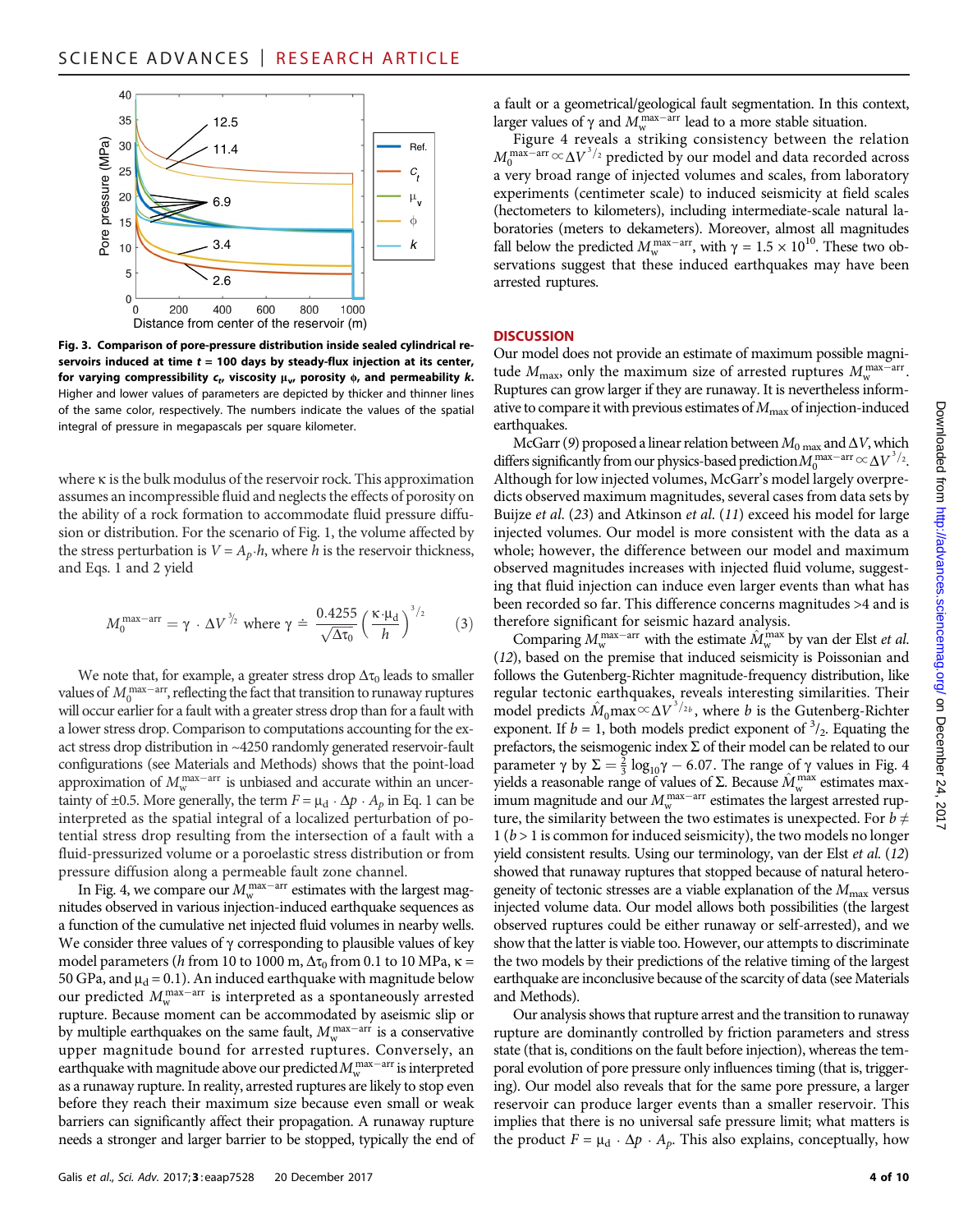**Fig. 3. Comparison of pore-pressure distribution inside sealed cylindrical reservoirs induced at time $t$ = 100 days by steady-flux injection at its center, for varying compressibility $c_t$, viscosity $\mu_v$, porosity $\phi$, and permeability $k$.** Higher and lower values of parameters are depicted by thicker and thinner lines of the same color, respectively. The numbers indicate the values of the spatial integral of pressure in megapascals per square kilometer.

where κ is the bulk modulus of the reservoir rock. This approximation assumes an incompressible fluid and neglects the effects of porosity on the ability of a rock formation to accommodate fluid pressure diffusion or distribution. For the scenario of Fig. 1, the volume affected by the stress perturbation is $V = A_p \cdot h$, where $h$ is the reservoir thickness, and Eqs. 1 and 2 yield

$$M_0^{\max-\text{arr}} = \gamma \cdot \Delta V^{3/2} \text{ where } \gamma \doteq \frac{0.4255}{\sqrt{\Delta\tau_0}} \left(\frac{\kappa \cdot \mu_d}{h}\right)^{3/2} \quad (3)$$

We note that, for example, a greater stress drop $\Delta\tau_0$ leads to smaller values of $M_0^{\max-\text{arr}}$, reflecting the fact that transition to runaway ruptures will occur earlier for a fault with a greater stress drop than for a fault with a lower stress drop. Comparison to computations accounting for the exact stress drop distribution in ~4250 randomly generated reservoir-fault configurations (see Materials and Methods) shows that the point-load approximation of $M_w^{\max-\text{arr}}$ is unbiased and accurate within an uncertainty of ±0.5. More generally, the term $F = \mu_d \cdot \Delta p \cdot A_p$ in Eq. 1 can be interpreted as the spatial integral of a localized perturbation of potential stress drop resulting from the intersection of a fault with a fluid-pressurized volume or a poroelastic stress distribution or from pressure diffusion along a permeable fault zone channel.

In Fig. 4, we compare our $M_w^{\max-\text{arr}}$ estimates with the largest magnitudes observed in various injection-induced earthquake sequences as a function of the cumulative net injected fluid volumes in nearby wells. We consider three values of γ corresponding to plausible values of key model parameters ($h$ from 10 to 1000 m, $\Delta\tau_0$ from 0.1 to 10 MPa, κ = 50 GPa, and $\mu_d$ = 0.1). An induced earthquake with magnitude below our predicted $M_w^{\max-\text{arr}}$ is interpreted as a spontaneously arrested rupture. Because moment can be accommodated by aseismic slip or by multiple earthquakes on the same fault, $M_w^{\max-\text{arr}}$ is a conservative upper magnitude bound for arrested ruptures. Conversely, an earthquake with magnitude above our predicted $M_w^{\max-\text{arr}}$ is interpreted as a runaway rupture. In reality, arrested ruptures are likely to stop even before they reach their maximum size because even small or weak barriers can significantly affect their propagation. A runaway rupture needs a stronger and larger barrier to be stopped, typically the end of a fault or a geometrical/geological fault segmentation. In this context, larger values of γ and $M_w^{\max-\text{arr}}$ lead to a more stable situation.

Figure 4 reveals a striking consistency between the relation $M_0^{\max-\text{arr}} \propto \Delta V^{3/2}$ predicted by our model and data recorded across a very broad range of injected volumes and scales, from laboratory experiments (centimeter scale) to induced seismicity at field scales (hectometers to kilometers), including intermediate-scale natural laboratories (meters to dekameters). Moreover, almost all magnitudes fall below the predicted $M_w^{\max-\text{arr}}$, with γ = 1.5 × $10^{10}$. These two observations suggest that these induced earthquakes may have been arrested ruptures.

## DISCUSSION

Our model does not provide an estimate of maximum possible magnitude $M_{\max}$, only the maximum size of arrested ruptures $M_w^{\max-\text{arr}}$. Ruptures can grow larger if they are runaway. It is nevertheless informative to compare it with previous estimates of $M_{\max}$ of injection-induced earthquakes.

McGarr (9) proposed a linear relation between $M_{0\,\max}$ and $\Delta V$, which differs significantly from our physics-based prediction $M_0^{\max-\text{arr}} \propto \Delta V^{3/2}$. Although for low injected volumes, McGarr's model largely overpredicts observed maximum magnitudes, several cases from data sets by Buijze *et al.* (23) and Atkinson *et al.* (11) exceed his model for large injected volumes. Our model is more consistent with the data as a whole; however, the difference between our model and maximum observed magnitudes increases with injected fluid volume, suggesting that fluid injection can induce even larger events than what has been recorded so far. This difference concerns magnitudes >4 and is therefore significant for seismic hazard analysis.

Comparing $M_w^{\max-\text{arr}}$ with the estimate $\hat{M}_w^{\max}$ by van der Elst *et al.* (12), based on the premise that induced seismicity is Poissonian and follows the Gutenberg-Richter magnitude-frequency distribution, like regular tectonic earthquakes, reveals interesting similarities. Their model predicts $\hat{M}_0\max \propto \Delta V^{3/2b}$, where $b$ is the Gutenberg-Richter exponent. If $b$ = 1, both models predict exponent of $3/2$. Equating the prefactors, the seismogenic index Σ of their model can be related to our parameter γ by $\Sigma = \frac{2}{3}\log_{10}\gamma - 6.07$. The range of γ values in Fig. 4 yields a reasonable range of values of Σ. Because $\hat{M}_w^{\max}$ estimates maximum magnitude and our $M_w^{\max-\text{arr}}$ estimates the largest arrested rupture, the similarity between the two estimates is unexpected. For $b \neq 1$ ($b > 1$ is common for induced seismicity), the two models no longer yield consistent results. Using our terminology, van der Elst *et al.* (12) showed that runaway ruptures that stopped because of natural heterogeneity of tectonic stresses are a viable explanation of the $M_{\max}$ versus injected volume data. Our model allows both possibilities (the largest observed ruptures could be either runaway or self-arrested), and we show that the latter is viable too. However, our attempts to discriminate the two models by their predictions of the relative timing of the largest earthquake are inconclusive because of the scarcity of data (see Materials and Methods).

Our analysis shows that rupture arrest and the transition to runaway rupture are dominantly controlled by friction parameters and stress state (that is, conditions on the fault before injection), whereas the temporal evolution of pore pressure only influences timing (that is, triggering). Our model also reveals that for the same pore pressure, a larger reservoir can produce larger events than a smaller reservoir. This implies that there is no universal safe pressure limit; what matters is the product $F = \mu_d \cdot \Delta p \cdot A_p$. This also explains, conceptually, how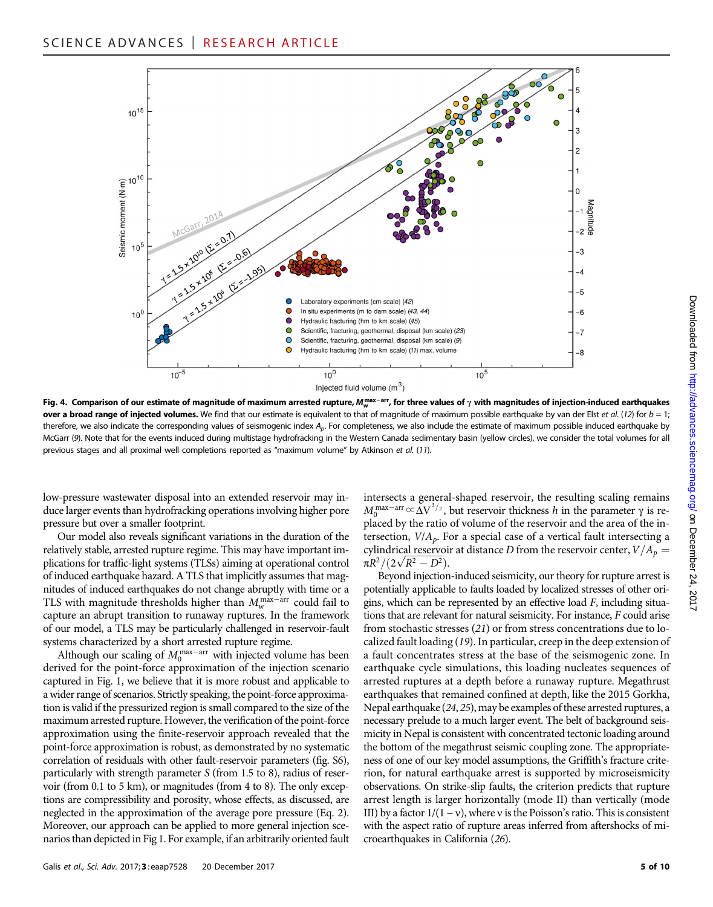**Fig. 4. Comparison of our estimate of magnitude of maximum arrested rupture, $M_w^{max-arr}$, for three values of $\gamma$ with magnitudes of injection-induced earthquakes over a broad range of injected volumes.** We find that our estimate is equivalent to that of magnitude of maximum possible earthquake by van der Elst *et al.* (*12*) for $b = 1$; therefore, we also indicate the corresponding values of seismogenic index $A_p$. For completeness, we also include the estimate of maximum possible induced earthquake by McGarr (*9*). Note that for the events induced during multistage hydrofracking in the Western Canada sedimentary basin (yellow circles), we consider the total volumes for all previous stages and all proximal well completions reported as "maximum volume" by Atkinson *et al.* (*11*).

low-pressure wastewater disposal into an extended reservoir may induce larger events than hydrofracking operations involving higher pore pressure but over a smaller footprint.

Our model also reveals significant variations in the duration of the relatively stable, arrested rupture regime. This may have important implications for traffic-light systems (TLSs) aiming at operational control of induced earthquake hazard. A TLS that implicitly assumes that magnitudes of induced earthquakes do not change abruptly with time or a TLS with magnitude thresholds higher than $M_w^{max-arr}$ could fail to capture an abrupt transition to runaway ruptures. In the framework of our model, a TLS may be particularly challenged in reservoir-fault systems characterized by a short arrested rupture regime.

Although our scaling of $M_0^{max-arr}$ with injected volume has been derived for the point-force approximation of the injection scenario captured in Fig. 1, we believe that it is more robust and applicable to a wider range of scenarios. Strictly speaking, the point-force approximation is valid if the pressurized region is small compared to the size of the maximum arrested rupture. However, the verification of the point-force approximation using the finite-reservoir approach revealed that the point-force approximation is robust, as demonstrated by no systematic correlation of residuals with other fault-reservoir parameters (fig. S6), particularly with strength parameter $S$ (from 1.5 to 8), radius of reservoir (from 0.1 to 5 km), or magnitudes (from 4 to 8). The only exceptions are compressibility and porosity, whose effects, as discussed, are neglected in the approximation of the average pore pressure (Eq. 2). Moreover, our approach can be applied to more general injection scenarios than depicted in Fig 1. For example, if an arbitrarily oriented fault intersects a general-shaped reservoir, the resulting scaling remains $M_0^{max-arr} \propto \Delta V^{3/2}$, but reservoir thickness $h$ in the parameter $\gamma$ is replaced by the ratio of volume of the reservoir and the area of the intersection, $V/A_p$. For a special case of a vertical fault intersecting a cylindrical reservoir at distance $D$ from the reservoir center, $V/A_p = \pi R^2/(2\sqrt{R^2 - D^2})$.

Beyond injection-induced seismicity, our theory for rupture arrest is potentially applicable to faults loaded by localized stresses of other origins, which can be represented by an effective load $F$, including situations that are relevant for natural seismicity. For instance, $F$ could arise from stochastic stresses (*21*) or from stress concentrations due to localized fault loading (*19*). In particular, creep in the deep extension of a fault concentrates stress at the base of the seismogenic zone. In earthquake cycle simulations, this loading nucleates sequences of arrested ruptures at a depth before a runaway rupture. Megathrust earthquakes that remained confined at depth, like the 2015 Gorkha, Nepal earthquake (*24*, *25*), may be examples of these arrested ruptures, a necessary prelude to a much larger event. The belt of background seismicity in Nepal is consistent with concentrated tectonic loading around the bottom of the megathrust seismic coupling zone. The appropriateness of one of our key model assumptions, the Griffith's fracture criterion, for natural earthquake arrest is supported by microseismicity observations. On strike-slip faults, the criterion predicts that rupture arrest length is larger horizontally (mode II) than vertically (mode III) by a factor $1/(1 - \nu)$, where $\nu$ is the Poisson's ratio. This is consistent with the aspect ratio of rupture areas inferred from aftershocks of microearthquakes in California (*26*).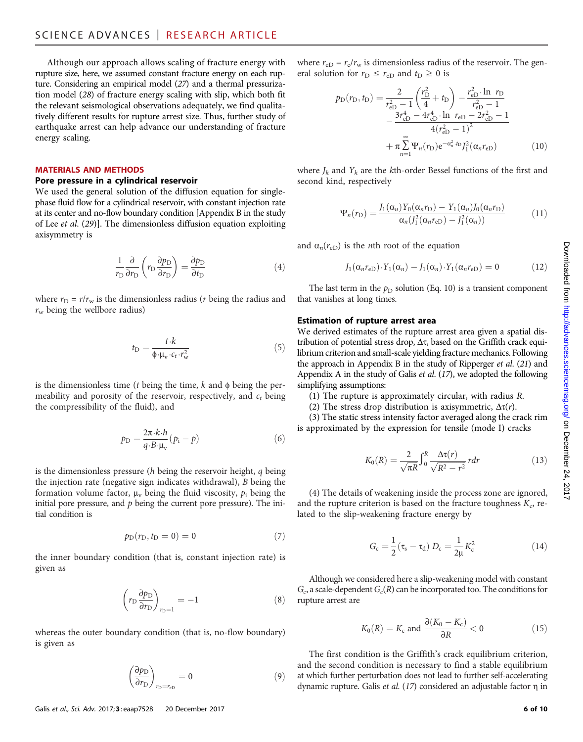Although our approach allows scaling of fracture energy with rupture size, here, we assumed constant fracture energy on each rupture. Considering an empirical model (27) and a thermal pressurization model (28) of fracture energy scaling with slip, which both fit the relevant seismological observations adequately, we find qualitatively different results for rupture arrest size. Thus, further study of earthquake arrest can help advance our understanding of fracture energy scaling.

## MATERIALS AND METHODS

### Pore pressure in a cylindrical reservoir

We used the general solution of the diffusion equation for single-phase fluid flow for a cylindrical reservoir, with constant injection rate at its center and no-flow boundary condition [Appendix B in the study of Lee *et al.* (29)]. The dimensionless diffusion equation exploiting axisymmetry is

$$\frac{1}{r_D}\frac{\partial}{\partial r_D}\left(r_D\frac{\partial p_D}{\partial r_D}\right)=\frac{\partial p_D}{\partial t_D} \tag{4}$$

where $r_D = r/r_w$ is the dimensionless radius ($r$ being the radius and $r_w$ being the wellbore radius)

$$t_D=\frac{t\cdot k}{\phi\cdot\mu_v\cdot c_t\cdot r_w^2} \tag{5}$$

is the dimensionless time ($t$ being the time, $k$ and $\phi$ being the permeability and porosity of the reservoir, respectively, and $c_t$ being the compressibility of the fluid), and

$$p_D=\frac{2\pi\cdot k\cdot h}{q\cdot B\cdot\mu_v}(p_i-p) \tag{6}$$

is the dimensionless pressure ($h$ being the reservoir height, $q$ being the injection rate (negative sign indicates withdrawal), $B$ being the formation volume factor, $\mu_v$ being the fluid viscosity, $p_i$ being the initial pore pressure, and $p$ being the current pore pressure). The initial condition is

$$p_D(r_D, t_D=0)=0 \tag{7}$$

the inner boundary condition (that is, constant injection rate) is given as

$$\left(r_D\frac{\partial p_D}{\partial r_D}\right)_{r_D=1}=-1 \tag{8}$$

whereas the outer boundary condition (that is, no-flow boundary) is given as

$$\left(\frac{\partial p_D}{\partial r_D}\right)_{r_D=r_{eD}}=0 \tag{9}$$

where $r_{eD} = r_e/r_w$ is dimensionless radius of the reservoir. The general solution for $r_D \le r_{eD}$ and $t_D \ge 0$ is

$$\begin{aligned}p_D(r_D,t_D)=&\frac{2}{r_{eD}^2-1}\left(\frac{r_D^2}{4}+t_D\right)-\frac{r_{eD}^2\cdot\ln\ r_D}{r_{eD}^2-1}\\&-\frac{3r_{eD}^4-4r_{eD}^4\cdot\ln\ r_{eD}-2r_{eD}^2-1}{4(r_{eD}^2-1)^2}\\&+\pi\sum_{n=1}^{\infty}\Psi_n(r_D)e^{-\alpha_n^2\cdot t_D}J_1^2(\alpha_n r_{eD})\end{aligned} \tag{10}$$

where $J_k$ and $Y_k$ are the $k$th-order Bessel functions of the first and second kind, respectively

$$\Psi_n(r_D)=\frac{J_1(\alpha_n)Y_0(\alpha_n r_D)-Y_1(\alpha_n)J_0(\alpha_n r_D)}{\alpha_n(J_1^2(\alpha_n r_{eD})-J_1^2(\alpha_n))} \tag{11}$$

and $\alpha_n(r_{eD})$ is the $n$th root of the equation

$$J_1(\alpha_n r_{eD})\cdot Y_1(\alpha_n)-J_1(\alpha_n)\cdot Y_1(\alpha_n r_{eD})=0 \tag{12}$$

The last term in the $p_D$ solution (Eq. 10) is a transient component that vanishes at long times.

### Estimation of rupture arrest area

We derived estimates of the rupture arrest area given a spatial distribution of potential stress drop, $\Delta\tau$, based on the Griffith crack equilibrium criterion and small-scale yielding fracture mechanics. Following the approach in Appendix B in the study of Ripperger *et al.* (21) and Appendix A in the study of Galis *et al.* (17), we adopted the following simplifying assumptions:

(1) The rupture is approximately circular, with radius $R$.

(2) The stress drop distribution is axisymmetric, $\Delta\tau(r)$.

(3) The static stress intensity factor averaged along the crack rim is approximated by the expression for tensile (mode I) cracks

$$K_0(R)=\frac{2}{\sqrt{\pi R}}\int_0^R\frac{\Delta\tau(r)}{\sqrt{R^2-r^2}}\,r dr \tag{13}$$

(4) The details of weakening inside the process zone are ignored, and the rupture criterion is based on the fracture toughness $K_c$, related to the slip-weakening fracture energy by

$$G_c=\frac{1}{2}(\tau_s-\tau_d)\,D_c=\frac{1}{2\mu}K_c^2 \tag{14}$$

Although we considered here a slip-weakening model with constant $G_c$, a scale-dependent $G_c(R)$ can be incorporated too. The conditions for rupture arrest are

$$K_0(R)=K_c \text{ and } \frac{\partial(K_0-K_c)}{\partial R}<0 \tag{15}$$

The first condition is the Griffith's crack equilibrium criterion, and the second condition is necessary to find a stable equilibrium at which further perturbation does not lead to further self-accelerating dynamic rupture. Galis *et al.* (17) considered an adjustable factor $\eta$ in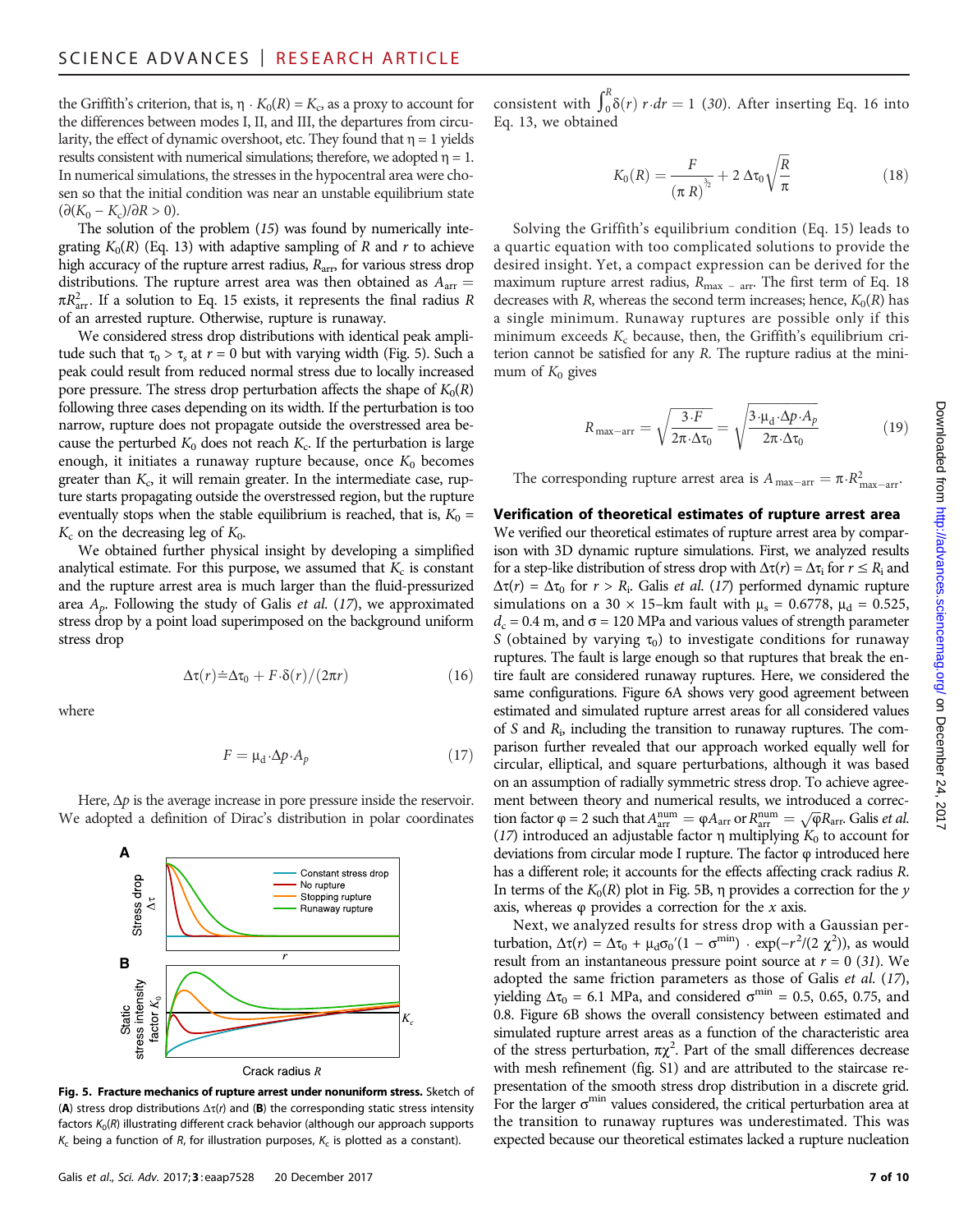the Griffith's criterion, that is, $\eta \cdot K_0(R) = K_c$, as a proxy to account for the differences between modes I, II, and III, the departures from circularity, the effect of dynamic overshoot, etc. They found that $\eta = 1$ yields results consistent with numerical simulations; therefore, we adopted $\eta = 1$. In numerical simulations, the stresses in the hypocentral area were chosen so that the initial condition was near an unstable equilibrium state $(\partial(K_0 - K_c)/\partial R > 0)$.

The solution of the problem (15) was found by numerically integrating $K_0(R)$ (Eq. 13) with adaptive sampling of $R$ and $r$ to achieve high accuracy of the rupture arrest radius, $R_{arr}$, for various stress drop distributions. The rupture arrest area was then obtained as $A_{arr} = \pi R_{arr}^2$. If a solution to Eq. 15 exists, it represents the final radius $R$ of an arrested rupture. Otherwise, rupture is runaway.

We considered stress drop distributions with identical peak amplitude such that $\tau_0 > \tau_s$ at $r = 0$ but with varying width (Fig. 5). Such a peak could result from reduced normal stress due to locally increased pore pressure. The stress drop perturbation affects the shape of $K_0(R)$ following three cases depending on its width. If the perturbation is too narrow, rupture does not propagate outside the overstressed area because the perturbed $K_0$ does not reach $K_c$. If the perturbation is large enough, it initiates a runaway rupture because, once $K_0$ becomes greater than $K_c$, it will remain greater. In the intermediate case, rupture starts propagating outside the overstressed region, but the rupture eventually stops when the stable equilibrium is reached, that is, $K_0 = K_c$ on the decreasing leg of $K_0$.

We obtained further physical insight by developing a simplified analytical estimate. For this purpose, we assumed that $K_c$ is constant and the rupture arrest area is much larger than the fluid-pressurized area $A_p$. Following the study of Galis *et al.* (17), we approximated stress drop by a point load superimposed on the background uniform stress drop

$$\Delta\tau(r) \doteq \Delta\tau_0 + F \cdot \delta(r)/(2\pi r) \tag{16}$$

where

$$F = \mu_d \cdot \Delta p \cdot A_p \tag{17}$$

Here, $\Delta p$ is the average increase in pore pressure inside the reservoir. We adopted a definition of Dirac's distribution in polar coordinates consistent with $\int_0^R \delta(r)\, r \cdot dr = 1$ (30). After inserting Eq. 16 into Eq. 13, we obtained

$$K_0(R) = \frac{F}{(\pi R)^{\frac{3}{2}}} + 2\,\Delta\tau_0 \sqrt{\frac{R}{\pi}} \tag{18}$$

Solving the Griffith's equilibrium condition (Eq. 15) leads to a quartic equation with too complicated solutions to provide the desired insight. Yet, a compact expression can be derived for the maximum rupture arrest radius, $R_{max-arr}$. The first term of Eq. 18 decreases with $R$, whereas the second term increases; hence, $K_0(R)$ has a single minimum. Runaway ruptures are possible only if this minimum exceeds $K_c$ because, then, the Griffith's equilibrium criterion cannot be satisfied for any $R$. The rupture radius at the minimum of $K_0$ gives

$$R_{max-arr} = \sqrt{\frac{3 \cdot F}{2\pi \cdot \Delta\tau_0}} = \sqrt{\frac{3 \cdot \mu_d \cdot \Delta p \cdot A_p}{2\pi \cdot \Delta\tau_0}} \tag{19}$$

The corresponding rupture arrest area is $A_{max-arr} = \pi \cdot R_{max-arr}^2$.

**Fig. 5. Fracture mechanics of rupture arrest under nonuniform stress.** Sketch of (**A**) stress drop distributions $\Delta\tau(r)$ and (**B**) the corresponding static stress intensity factors $K_0(R)$ illustrating different crack behavior (although our approach supports $K_c$ being a function of $R$, for illustration purposes, $K_c$ is plotted as a constant).

### Verification of theoretical estimates of rupture arrest area

We verified our theoretical estimates of rupture arrest area by comparison with 3D dynamic rupture simulations. First, we analyzed results for a step-like distribution of stress drop with $\Delta\tau(r) = \Delta\tau_i$ for $r \le R_i$ and $\Delta\tau(r) = \Delta\tau_0$ for $r > R_i$. Galis *et al.* (17) performed dynamic rupture simulations on a 30 × 15–km fault with $\mu_s = 0.6778$, $\mu_d = 0.525$, $d_c = 0.4$ m, and $\sigma = 120$ MPa and various values of strength parameter $S$ (obtained by varying $\tau_0$) to investigate conditions for runaway ruptures. The fault is large enough so that ruptures that break the entire fault are considered runaway ruptures. Here, we considered the same configurations. Figure 6A shows very good agreement between estimated and simulated rupture arrest areas for all considered values of $S$ and $R_i$, including the transition to runaway ruptures. The comparison further revealed that our approach worked equally well for circular, elliptical, and square perturbations, although it was based on an assumption of radially symmetric stress drop. To achieve agreement between theory and numerical results, we introduced a correction factor $\varphi = 2$ such that $A_{arr}^{num} = \varphi A_{arr}$ or $R_{arr}^{num} = \sqrt{\varphi} R_{arr}$. Galis *et al.* (17) introduced an adjustable factor $\eta$ multiplying $K_0$ to account for deviations from circular mode I rupture. The factor $\varphi$ introduced here has a different role; it accounts for the effects affecting crack radius $R$. In terms of the $K_0(R)$ plot in Fig. 5B, $\eta$ provides a correction for the $y$ axis, whereas $\varphi$ provides a correction for the $x$ axis.

Next, we analyzed results for stress drop with a Gaussian perturbation, $\Delta\tau(r) = \Delta\tau_0 + \mu_d\sigma_0'(1 - \sigma^{min}) \cdot \exp(-r^2/(2\,\chi^2))$, as would result from an instantaneous pressure point source at $r = 0$ (31). We adopted the same friction parameters as those of Galis *et al.* (17), yielding $\Delta\tau_0 = 6.1$ MPa, and considered $\sigma^{min} = 0.5$, 0.65, 0.75, and 0.8. Figure 6B shows the overall consistency between estimated and simulated rupture arrest areas as a function of the characteristic area of the stress perturbation, $\pi\chi^2$. Part of the small differences decrease with mesh refinement (fig. S1) and are attributed to the staircase representation of the smooth stress drop distribution in a discrete grid. For the larger $\sigma^{min}$ values considered, the critical perturbation area at the transition to runaway ruptures was underestimated. This was expected because our theoretical estimates lacked a rupture nucleation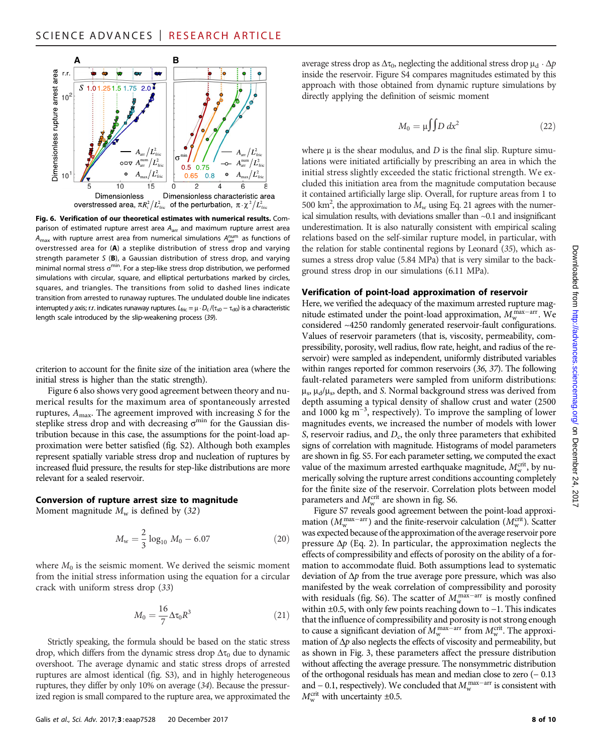**Fig. 6. Verification of our theoretical estimates with numerical results.** Comparison of estimated rupture arrest area $A_{arr}$ and maximum rupture arrest area $A_{max}$ with rupture arrest area from numerical simulations $A_{arr}^{num}$ as functions of overstressed area for (**A**) a steplike distribution of stress drop and varying strength parameter $S$ (**B**), a Gaussian distribution of stress drop, and varying minimal normal stress $\sigma^{min}$. For a step-like stress drop distribution, we performed simulations with circular, square, and elliptical perturbations marked by circles, squares, and triangles. The transitions from solid to dashed lines indicate transition from arrested to runaway ruptures. The undulated double line indicates interrupted $y$ axis; r.r. indicates runaway ruptures. $L_{fric} = \mu \cdot D_c/(\tau_{s0} - \tau_{d0})$ is a characteristic length scale introduced by the slip-weakening process (39).

criterion to account for the finite size of the initiation area (where the initial stress is higher than the static strength).

Figure 6 also shows very good agreement between theory and numerical results for the maximum area of spontaneously arrested ruptures, $A_{max}$. The agreement improved with increasing $S$ for the steplike stress drop and with decreasing $\sigma^{min}$ for the Gaussian distribution because in this case, the assumptions for the point-load approximation were better satisfied (fig. S2). Although both examples represent spatially variable stress drop and nucleation of ruptures by increased fluid pressure, the results for step-like distributions are more relevant for a sealed reservoir.

### Conversion of rupture arrest size to magnitude

Moment magnitude $M_w$ is defined by (32)

$$M_w = \frac{2}{3}\log_{10} M_0 - 6.07 \tag{20}$$

where $M_0$ is the seismic moment. We derived the seismic moment from the initial stress information using the equation for a circular crack with uniform stress drop (33)

$$M_0 = \frac{16}{7}\Delta\tau_0 R^3 \tag{21}$$

Strictly speaking, the formula should be based on the static stress drop, which differs from the dynamic stress drop $\Delta\tau_0$ due to dynamic overshoot. The average dynamic and static stress drops of arrested ruptures are almost identical (fig. S3), and in highly heterogeneous ruptures, they differ by only 10% on average (34). Because the pressurized region is small compared to the rupture area, we approximated the average stress drop as $\Delta\tau_0$, neglecting the additional stress drop $\mu_d \cdot \Delta p$ inside the reservoir. Figure S4 compares magnitudes estimated by this approach with those obtained from dynamic rupture simulations by directly applying the definition of seismic moment

$$M_0 = \mu \iint D \, dx^2 \tag{22}$$

where $\mu$ is the shear modulus, and $D$ is the final slip. Rupture simulations were initiated artificially by prescribing an area in which the initial stress slightly exceeded the static frictional strength. We excluded this initiation area from the magnitude computation because it contained artificially large slip. Overall, for rupture areas from 1 to 500 km$^2$, the approximation to $M_w$ using Eq. 21 agrees with the numerical simulation results, with deviations smaller than ~0.1 and insignificant underestimation. It is also naturally consistent with empirical scaling relations based on the self-similar rupture model, in particular, with the relation for stable continental regions by Leonard (35), which assumes a stress drop value (5.84 MPa) that is very similar to the background stress drop in our simulations (6.11 MPa).

### Verification of point-load approximation of reservoir

Here, we verified the adequacy of the maximum arrested rupture magnitude estimated under the point-load approximation, $M_w^{max-arr}$. We considered ~4250 randomly generated reservoir-fault configurations. Values of reservoir parameters (that is, viscosity, permeability, compressibility, porosity, well radius, flow rate, height, and radius of the reservoir) were sampled as independent, uniformly distributed variables within ranges reported for common reservoirs (36, 37). The following fault-related parameters were sampled from uniform distributions: $\mu_s$, $\mu_d/\mu_s$, depth, and $S$. Normal background stress was derived from depth assuming a typical density of shallow crust and water (2500 and 1000 kg m$^{-3}$, respectively). To improve the sampling of lower magnitudes events, we increased the number of models with lower $S$, reservoir radius, and $D_c$, the only three parameters that exhibited signs of correlation with magnitude. Histograms of model parameters are shown in fig. S5. For each parameter setting, we computed the exact value of the maximum arrested earthquake magnitude, $M_w^{crit}$, by numerically solving the rupture arrest conditions accounting completely for the finite size of the reservoir. Correlation plots between model parameters and $M_w^{crit}$ are shown in fig. S6.

Figure S7 reveals good agreement between the point-load approximation ($M_w^{max-arr}$) and the finite-reservoir calculation ($M_w^{crit}$). Scatter was expected because of the approximation of the average reservoir pore pressure $\Delta p$ (Eq. 2). In particular, the approximation neglects the effects of compressibility and effects of porosity on the ability of a formation to accommodate fluid. Both assumptions lead to systematic deviation of $\Delta p$ from the true average pore pressure, which was also manifested by the weak correlation of compressibility and porosity with residuals (fig. S6). The scatter of $M_w^{max-arr}$ is mostly confined within ±0.5, with only few points reaching down to −1. This indicates that the influence of compressibility and porosity is not strong enough to cause a significant deviation of $M_w^{max-arr}$ from $M_w^{crit}$. The approximation of $\Delta p$ also neglects the effects of viscosity and permeability, but as shown in Fig. 3, these parameters affect the pressure distribution without affecting the average pressure. The nonsymmetric distribution of the orthogonal residuals has mean and median close to zero (− 0.13 and − 0.1, respectively). We concluded that $M_w^{max-arr}$ is consistent with $M_w^{crit}$ with uncertainty ±0.5.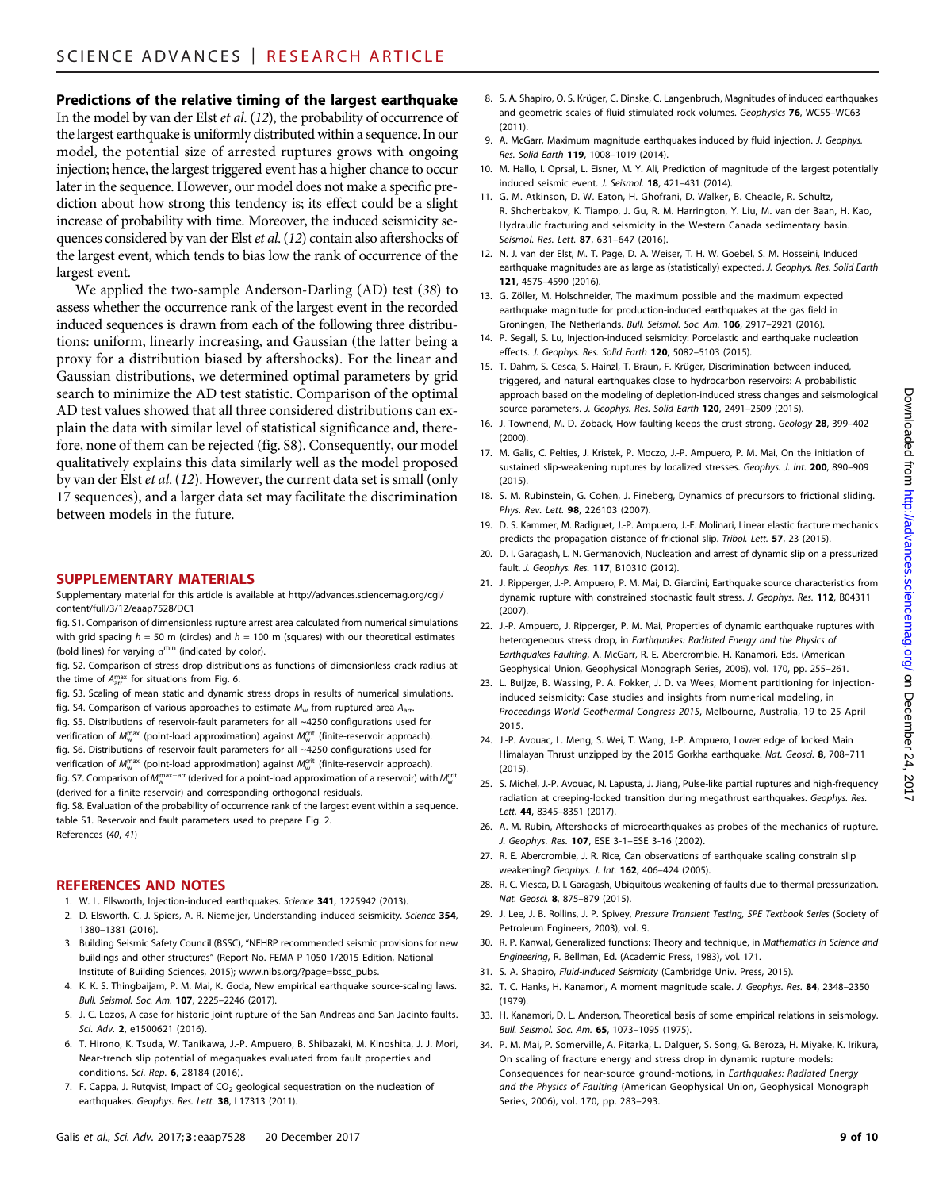**Predictions of the relative timing of the largest earthquake**

In the model by van der Elst *et al.* (12), the probability of occurrence of the largest earthquake is uniformly distributed within a sequence. In our model, the potential size of arrested ruptures grows with ongoing injection; hence, the largest triggered event has a higher chance to occur later in the sequence. However, our model does not make a specific prediction about how strong this tendency is; its effect could be a slight increase of probability with time. Moreover, the induced seismicity sequences considered by van der Elst *et al.* (12) contain also aftershocks of the largest event, which tends to bias low the rank of occurrence of the largest event.

We applied the two-sample Anderson-Darling (AD) test (38) to assess whether the occurrence rank of the largest event in the recorded induced sequences is drawn from each of the following three distributions: uniform, linearly increasing, and Gaussian (the latter being a proxy for a distribution biased by aftershocks). For the linear and Gaussian distributions, we determined optimal parameters by grid search to minimize the AD test statistic. Comparison of the optimal AD test values showed that all three considered distributions can explain the data with similar level of statistical significance and, therefore, none of them can be rejected (fig. S8). Consequently, our model qualitatively explains this data similarly well as the model proposed by van der Elst *et al.* (12). However, the current data set is small (only 17 sequences), and a larger data set may facilitate the discrimination between models in the future.

## SUPPLEMENTARY MATERIALS

Supplementary material for this article is available at http://advances.sciencemag.org/cgi/content/full/3/12/eaap7528/DC1

fig. S1. Comparison of dimensionless rupture arrest area calculated from numerical simulations with grid spacing $h$ = 50 m (circles) and $h$ = 100 m (squares) with our theoretical estimates (bold lines) for varying $\sigma^{min}$ (indicated by color).

fig. S2. Comparison of stress drop distributions as functions of dimensionless crack radius at the time of $A_{arr}^{max}$ for situations from Fig. 6.

fig. S3. Scaling of mean static and dynamic stress drops in results of numerical simulations.

fig. S4. Comparison of various approaches to estimate $M_w$ from ruptured area $A_{arr}$.

fig. S5. Distributions of reservoir-fault parameters for all ~4250 configurations used for verification of $M_w^{max}$ (point-load approximation) against $M_w^{crit}$ (finite-reservoir approach).

fig. S6. Distributions of reservoir-fault parameters for all ~4250 configurations used for verification of $M_w^{max}$ (point-load approximation) against $M_w^{crit}$ (finite-reservoir approach).

fig. S7. Comparison of $M_w^{max-arr}$ (derived for a point-load approximation of a reservoir) with $M_w^{crit}$ (derived for a finite reservoir) and corresponding orthogonal residuals.

fig. S8. Evaluation of the probability of occurrence rank of the largest event within a sequence.

table S1. Reservoir and fault parameters used to prepare Fig. 2.

References (40, 41)

## REFERENCES AND NOTES

1. W. L. Ellsworth, Injection-induced earthquakes. *Science* **341**, 1225942 (2013).
2. D. Elsworth, C. J. Spiers, A. R. Niemeijer, Understanding induced seismicity. *Science* **354**, 1380–1381 (2016).
3. Building Seismic Safety Council (BSSC), "NEHRP recommended seismic provisions for new buildings and other structures" (Report No. FEMA P-1050-1/2015 Edition, National Institute of Building Sciences, 2015); www.nibs.org/?page=bssc_pubs.
4. K. K. S. Thingbaijam, P. M. Mai, K. Goda, New empirical earthquake source-scaling laws. *Bull. Seismol. Soc. Am.* **107**, 2225–2246 (2017).
5. J. C. Lozos, A case for historic joint rupture of the San Andreas and San Jacinto faults. *Sci. Adv.* **2**, e1500621 (2016).
6. T. Hirono, K. Tsuda, W. Tanikawa, J.-P. Ampuero, B. Shibazaki, M. Kinoshita, J. J. Mori, Near-trench slip potential of megaquakes evaluated from fault properties and conditions. *Sci. Rep.* **6**, 28184 (2016).
7. F. Cappa, J. Rutqvist, Impact of $CO_2$ geological sequestration on the nucleation of earthquakes. *Geophys. Res. Lett.* **38**, L17313 (2011).
8. S. A. Shapiro, O. S. Krüger, C. Dinske, C. Langenbruch, Magnitudes of induced earthquakes and geometric scales of fluid-stimulated rock volumes. *Geophysics* **76**, WC55–WC63 (2011).
9. A. McGarr, Maximum magnitude earthquakes induced by fluid injection. *J. Geophys. Res. Solid Earth* **119**, 1008–1019 (2014).
10. M. Hallo, I. Oprsal, L. Eisner, M. Y. Ali, Prediction of magnitude of the largest potentially induced seismic event. *J. Seismol.* **18**, 421–431 (2014).
11. G. M. Atkinson, D. W. Eaton, H. Ghofrani, D. Walker, B. Cheadle, R. Schultz, R. Shcherbakov, K. Tiampo, J. Gu, R. M. Harrington, Y. Liu, M. van der Baan, H. Kao, Hydraulic fracturing and seismicity in the Western Canada sedimentary basin. *Seismol. Res. Lett.* **87**, 631–647 (2016).
12. N. J. van der Elst, M. T. Page, D. A. Weiser, T. H. W. Goebel, S. M. Hosseini, Induced earthquake magnitudes are as large as (statistically) expected. *J. Geophys. Res. Solid Earth* **121**, 4575–4590 (2016).
13. G. Zöller, M. Holschneider, The maximum possible and the maximum expected earthquake magnitude for production-induced earthquakes at the gas field in Groningen, The Netherlands. *Bull. Seismol. Soc. Am.* **106**, 2917–2921 (2016).
14. P. Segall, S. Lu, Injection-induced seismicity: Poroelastic and earthquake nucleation effects. *J. Geophys. Res. Solid Earth* **120**, 5082–5103 (2015).
15. T. Dahm, S. Cesca, S. Hainzl, T. Braun, F. Krüger, Discrimination between induced, triggered, and natural earthquakes close to hydrocarbon reservoirs: A probabilistic approach based on the modeling of depletion-induced stress changes and seismological source parameters. *J. Geophys. Res. Solid Earth* **120**, 2491–2509 (2015).
16. J. Townend, M. D. Zoback, How faulting keeps the crust strong. *Geology* **28**, 399–402 (2000).
17. M. Galis, C. Pelties, J. Kristek, P. Moczo, J.-P. Ampuero, P. M. Mai, On the initiation of sustained slip-weakening ruptures by localized stresses. *Geophys. J. Int.* **200**, 890–909 (2015).
18. S. M. Rubinstein, G. Cohen, J. Fineberg, Dynamics of precursors to frictional sliding. *Phys. Rev. Lett.* **98**, 226103 (2007).
19. D. S. Kammer, M. Radiguet, J.-P. Ampuero, J.-F. Molinari, Linear elastic fracture mechanics predicts the propagation distance of frictional slip. *Tribol. Lett.* **57**, 23 (2015).
20. D. I. Garagash, L. N. Germanovich, Nucleation and arrest of dynamic slip on a pressurized fault. *J. Geophys. Res.* **117**, B10310 (2012).
21. J. Ripperger, J.-P. Ampuero, P. M. Mai, D. Giardini, Earthquake source characteristics from dynamic rupture with constrained stochastic fault stress. *J. Geophys. Res.* **112**, B04311 (2007).
22. J.-P. Ampuero, J. Ripperger, P. M. Mai, Properties of dynamic earthquake ruptures with heterogeneous stress drop, in *Earthquakes: Radiated Energy and the Physics of Earthquakes Faulting*, A. McGarr, R. E. Abercrombie, H. Kanamori, Eds. (American Geophysical Union, Geophysical Monograph Series, 2006), vol. 170, pp. 255–261.
23. L. Buijze, B. Wassing, P. A. Fokker, J. D. va Wees, Moment partitioning for injection-induced seismicity: Case studies and insights from numerical modeling, in *Proceedings World Geothermal Congress 2015*, Melbourne, Australia, 19 to 25 April 2015.
24. J.-P. Avouac, L. Meng, S. Wei, T. Wang, J.-P. Ampuero, Lower edge of locked Main Himalayan Thrust unzipped by the 2015 Gorkha earthquake. *Nat. Geosci.* **8**, 708–711 (2015).
25. S. Michel, J.-P. Avouac, N. Lapusta, J. Jiang, Pulse-like partial ruptures and high-frequency radiation at creeping-locked transition during megathrust earthquakes. *Geophys. Res. Lett.* **44**, 8345–8351 (2017).
26. A. M. Rubin, Aftershocks of microearthquakes as probes of the mechanics of rupture. *J. Geophys. Res.* **107**, ESE 3-1–ESE 3-16 (2002).
27. R. E. Abercrombie, J. R. Rice, Can observations of earthquake scaling constrain slip weakening? *Geophys. J. Int.* **162**, 406–424 (2005).
28. R. C. Viesca, D. I. Garagash, Ubiquitous weakening of faults due to thermal pressurization. *Nat. Geosci.* **8**, 875–879 (2015).
29. J. Lee, J. B. Rollins, J. P. Spivey, *Pressure Transient Testing, SPE Textbook Series* (Society of Petroleum Engineers, 2003), vol. 9.
30. R. P. Kanwal, Generalized functions: Theory and technique, in *Mathematics in Science and Engineering*, R. Bellman, Ed. (Academic Press, 1983), vol. 171.
31. S. A. Shapiro, *Fluid-Induced Seismicity* (Cambridge Univ. Press, 2015).
32. T. C. Hanks, H. Kanamori, A moment magnitude scale. *J. Geophys. Res.* **84**, 2348–2350 (1979).
33. H. Kanamori, D. L. Anderson, Theoretical basis of some empirical relations in seismology. *Bull. Seismol. Soc. Am.* **65**, 1073–1095 (1975).
34. P. M. Mai, P. Somerville, A. Pitarka, L. Dalguer, S. Song, G. Beroza, H. Miyake, K. Irikura, On scaling of fracture energy and stress drop in dynamic rupture models: Consequences for near-source ground-motions, in *Earthquakes: Radiated Energy and the Physics of Faulting* (American Geophysical Union, Geophysical Monograph Series, 2006), vol. 170, pp. 283–293.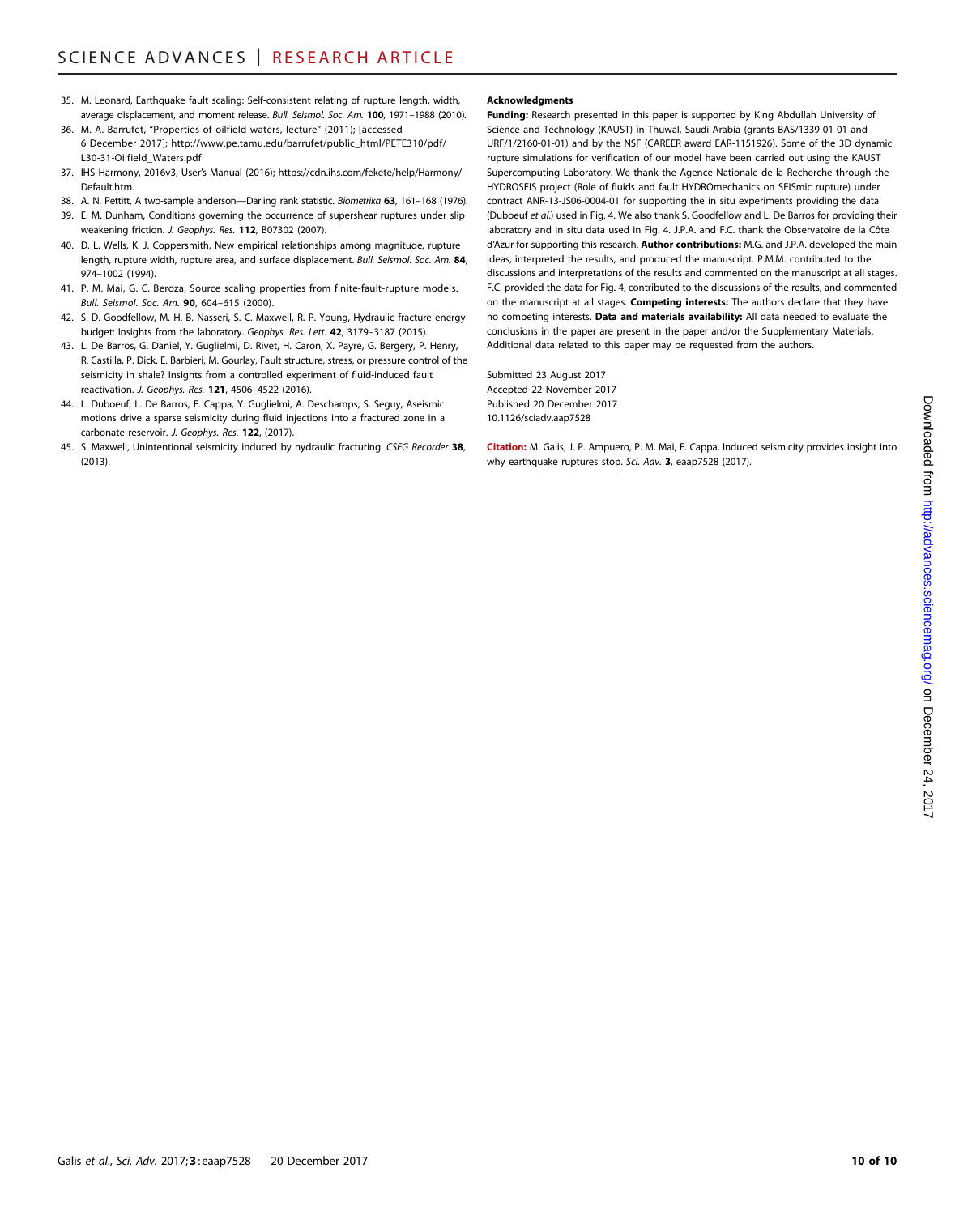35. M. Leonard, Earthquake fault scaling: Self-consistent relating of rupture length, width, average displacement, and moment release. *Bull. Seismol. Soc. Am.* **100**, 1971–1988 (2010).
36. M. A. Barrufet, "Properties of oilfield waters, lecture" (2011); [accessed 6 December 2017]; http://www.pe.tamu.edu/barrufet/public_html/PETE310/pdf/L30-31-Oilfield_Waters.pdf
37. IHS Harmony, 2016v3, User's Manual (2016); https://cdn.ihs.com/fekete/help/Harmony/Default.htm.
38. A. N. Pettitt, A two-sample anderson—Darling rank statistic. *Biometrika* **63**, 161–168 (1976).
39. E. M. Dunham, Conditions governing the occurrence of supershear ruptures under slip weakening friction. *J. Geophys. Res.* **112**, B07302 (2007).
40. D. L. Wells, K. J. Coppersmith, New empirical relationships among magnitude, rupture length, rupture width, rupture area, and surface displacement. *Bull. Seismol. Soc. Am.* **84**, 974–1002 (1994).
41. P. M. Mai, G. C. Beroza, Source scaling properties from finite-fault-rupture models. *Bull. Seismol. Soc. Am.* **90**, 604–615 (2000).
42. S. D. Goodfellow, M. H. B. Nasseri, S. C. Maxwell, R. P. Young, Hydraulic fracture energy budget: Insights from the laboratory. *Geophys. Res. Lett.* **42**, 3179–3187 (2015).
43. L. De Barros, G. Daniel, Y. Guglielmi, D. Rivet, H. Caron, X. Payre, G. Bergery, P. Henry, R. Castilla, P. Dick, E. Barbieri, M. Gourlay, Fault structure, stress, or pressure control of the seismicity in shale? Insights from a controlled experiment of fluid-induced fault reactivation. *J. Geophys. Res.* **121**, 4506–4522 (2016).
44. L. Duboeuf, L. De Barros, F. Cappa, Y. Guglielmi, A. Deschamps, S. Seguy, Aseismic motions drive a sparse seismicity during fluid injections into a fractured zone in a carbonate reservoir. *J. Geophys. Res.* **122**, (2017).
45. S. Maxwell, Unintentional seismicity induced by hydraulic fracturing. *CSEG Recorder* **38**, (2013).

**Acknowledgments**

**Funding:** Research presented in this paper is supported by King Abdullah University of Science and Technology (KAUST) in Thuwal, Saudi Arabia (grants BAS/1339-01-01 and URF/1/2160-01-01) and by the NSF (CAREER award EAR-1151926). Some of the 3D dynamic rupture simulations for verification of our model have been carried out using the KAUST Supercomputing Laboratory. We thank the Agence Nationale de la Recherche through the HYDROSEIS project (Role of fluids and fault HYDROmechanics on SEISmic rupture) under contract ANR-13-JS06-0004-01 for supporting the in situ experiments providing the data (Duboeuf *et al.*) used in Fig. 4. We also thank S. Goodfellow and L. De Barros for providing their laboratory and in situ data used in Fig. 4. J.P.A. and F.C. thank the Observatoire de la Côte d'Azur for supporting this research. **Author contributions:** M.G. and J.P.A. developed the main ideas, interpreted the results, and produced the manuscript. P.M.M. contributed to the discussions and interpretations of the results and commented on the manuscript at all stages. F.C. provided the data for Fig. 4, contributed to the discussions of the results, and commented on the manuscript at all stages. **Competing interests:** The authors declare that they have no competing interests. **Data and materials availability:** All data needed to evaluate the conclusions in the paper are present in the paper and/or the Supplementary Materials. Additional data related to this paper may be requested from the authors.

Submitted 23 August 2017
Accepted 22 November 2017
Published 20 December 2017
10.1126/sciadv.aap7528

**Citation:** M. Galis, J. P. Ampuero, P. M. Mai, F. Cappa, Induced seismicity provides insight into why earthquake ruptures stop. *Sci. Adv.* **3**, eaap7528 (2017).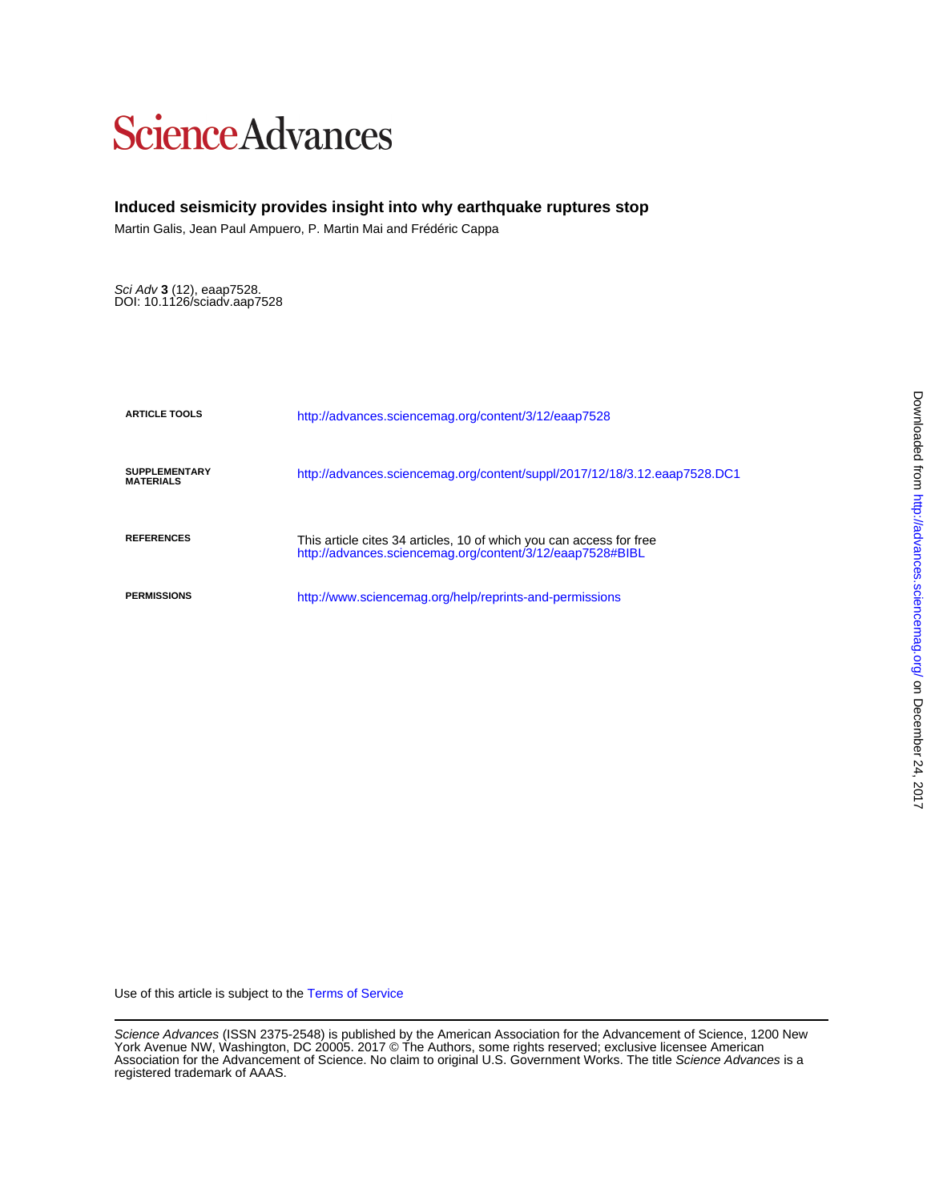# Science Advances

## Induced seismicity provides insight into why earthquake ruptures stop

Martin Galis, Jean Paul Ampuero, P. Martin Mai and Frédéric Cappa

*Sci Adv* **3** (12), eaap7528.
DOI: 10.1126/sciadv.aap7528

| | |
|---|---|
| **ARTICLE TOOLS** | http://advances.sciencemag.org/content/3/12/eaap7528 |
| **SUPPLEMENTARY MATERIALS** | http://advances.sciencemag.org/content/suppl/2017/12/18/3.12.eaap7528.DC1 |
| **REFERENCES** | This article cites 34 articles, 10 of which you can access for free http://advances.sciencemag.org/content/3/12/eaap7528#BIBL |
| **PERMISSIONS** | http://www.sciencemag.org/help/reprints-and-permissions |

Use of this article is subject to the Terms of Service

*Science Advances* (ISSN 2375-2548) is published by the American Association for the Advancement of Science, 1200 New York Avenue NW, Washington, DC 20005. 2017 © The Authors, some rights reserved; exclusive licensee American Association for the Advancement of Science. No claim to original U.S. Government Works. The title *Science Advances* is a registered trademark of AAAS.

Downloaded from http://advances.sciencemag.org/ on December 24, 2017